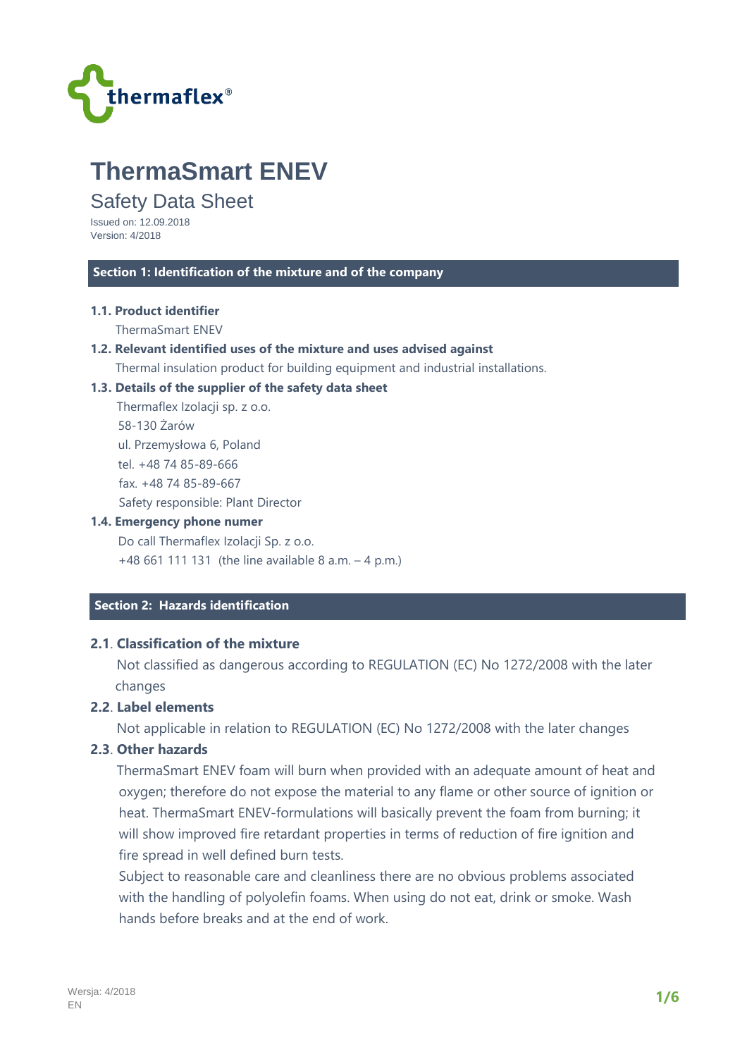thermaflex®

# ThermaSmart ENEV

## Safety Data Sheet

Issued on: 12.09.2018
Version: 4/2018

## Section 1: Identification of the mixture and of the company

**1.1. Product identifier**

ThermaSmart ENEV

**1.2. Relevant identified uses of the mixture and uses advised against**

Thermal insulation product for building equipment and industrial installations.

**1.3. Details of the supplier of the safety data sheet**

Thermaflex Izolacji sp. z o.o.
58-130 Żarów
ul. Przemysłowa 6, Poland
tel. +48 74 85-89-666
fax. +48 74 85-89-667
Safety responsible: Plant Director

**1.4. Emergency phone numer**

Do call Thermaflex Izolacji Sp. z o.o.
+48 661 111 131 (the line available 8 a.m. – 4 p.m.)

## Section 2: Hazards identification

**2.1. Classification of the mixture**

Not classified as dangerous according to REGULATION (EC) No 1272/2008 with the later changes

**2.2. Label elements**

Not applicable in relation to REGULATION (EC) No 1272/2008 with the later changes

**2.3. Other hazards**

ThermaSmart ENEV foam will burn when provided with an adequate amount of heat and oxygen; therefore do not expose the material to any flame or other source of ignition or heat. ThermaSmart ENEV-formulations will basically prevent the foam from burning; it will show improved fire retardant properties in terms of reduction of fire ignition and fire spread in well defined burn tests.

Subject to reasonable care and cleanliness there are no obvious problems associated with the handling of polyolefin foams. When using do not eat, drink or smoke. Wash hands before breaks and at the end of work.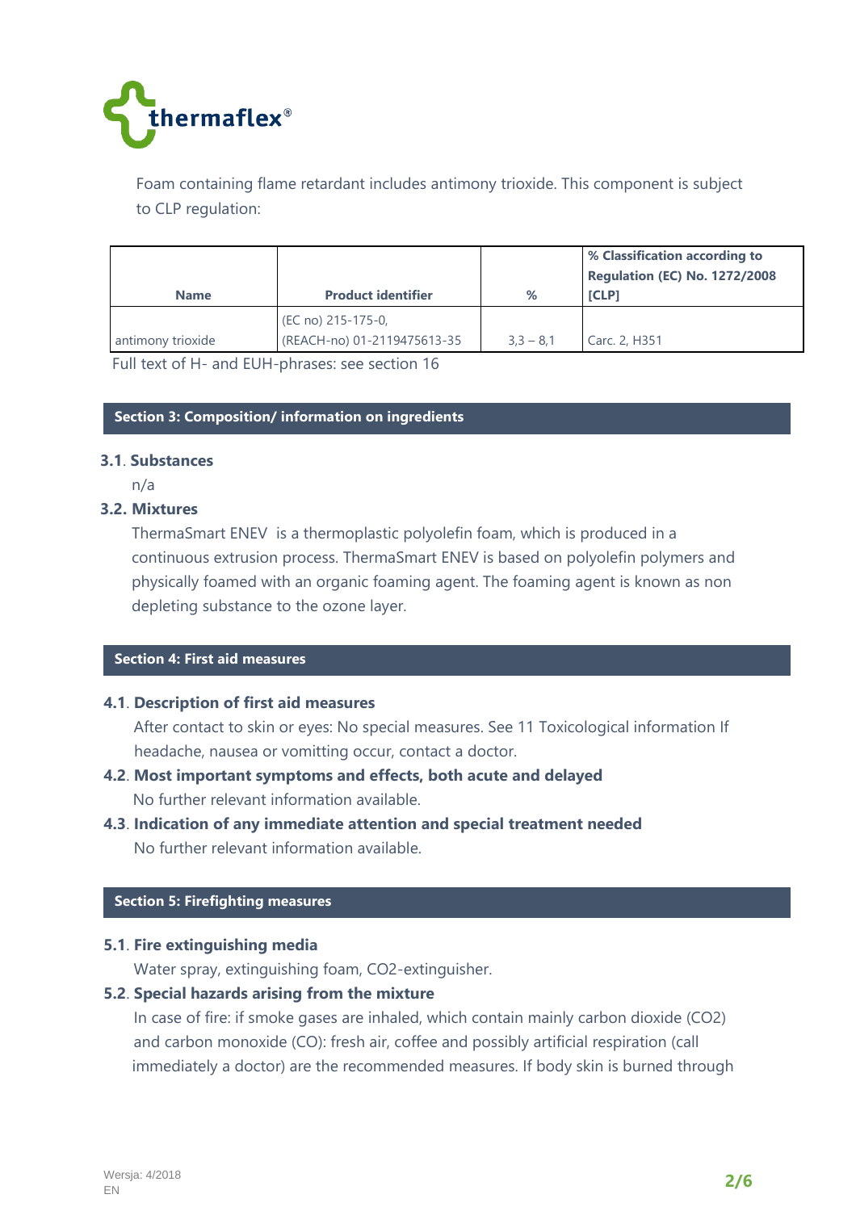Foam containing flame retardant includes antimony trioxide. This component is subject to CLP regulation:

| Name | Product identifier | % | % Classification according to Regulation (EC) No. 1272/2008 [CLP] |
|---|---|---|---|
| antimony trioxide | (EC no) 215-175-0, (REACH-no) 01-2119475613-35 | 3,3 – 8,1 | Carc. 2, H351 |

Full text of H- and EUH-phrases: see section 16

## Section 3: Composition/ information on ingredients

### 3.1. Substances

n/a

### 3.2. Mixtures

ThermaSmart ENEV is a thermoplastic polyolefin foam, which is produced in a continuous extrusion process. ThermaSmart ENEV is based on polyolefin polymers and physically foamed with an organic foaming agent. The foaming agent is known as non depleting substance to the ozone layer.

## Section 4: First aid measures

### 4.1. Description of first aid measures

After contact to skin or eyes: No special measures. See 11 Toxicological information If headache, nausea or vomitting occur, contact a doctor.

### 4.2. Most important symptoms and effects, both acute and delayed

No further relevant information available.

### 4.3. Indication of any immediate attention and special treatment needed

No further relevant information available.

## Section 5: Firefighting measures

### 5.1. Fire extinguishing media

Water spray, extinguishing foam, CO2-extinguisher.

### 5.2. Special hazards arising from the mixture

In case of fire: if smoke gases are inhaled, which contain mainly carbon dioxide ($CO_2$) and carbon monoxide (CO): fresh air, coffee and possibly artificial respiration (call immediately a doctor) are the recommended measures. If body skin is burned through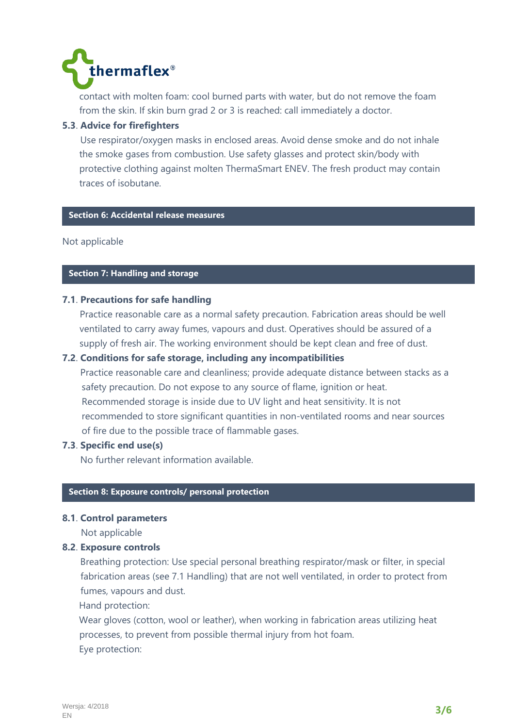contact with molten foam: cool burned parts with water, but do not remove the foam from the skin. If skin burn grad 2 or 3 is reached: call immediately a doctor.

**5.3. Advice for firefighters**

Use respirator/oxygen masks in enclosed areas. Avoid dense smoke and do not inhale the smoke gases from combustion. Use safety glasses and protect skin/body with protective clothing against molten ThermaSmart ENEV. The fresh product may contain traces of isobutane.

## Section 6: Accidental release measures

Not applicable

## Section 7: Handling and storage

**7.1. Precautions for safe handling**

Practice reasonable care as a normal safety precaution. Fabrication areas should be well ventilated to carry away fumes, vapours and dust. Operatives should be assured of a supply of fresh air. The working environment should be kept clean and free of dust.

**7.2. Conditions for safe storage, including any incompatibilities**

Practice reasonable care and cleanliness; provide adequate distance between stacks as a safety precaution. Do not expose to any source of flame, ignition or heat. Recommended storage is inside due to UV light and heat sensitivity. It is not recommended to store significant quantities in non-ventilated rooms and near sources of fire due to the possible trace of flammable gases.

**7.3. Specific end use(s)**

No further relevant information available.

## Section 8: Exposure controls/ personal protection

**8.1. Control parameters**

Not applicable

**8.2. Exposure controls**

Breathing protection: Use special personal breathing respirator/mask or filter, in special fabrication areas (see 7.1 Handling) that are not well ventilated, in order to protect from fumes, vapours and dust.

Hand protection:

Wear gloves (cotton, wool or leather), when working in fabrication areas utilizing heat processes, to prevent from possible thermal injury from hot foam.

Eye protection: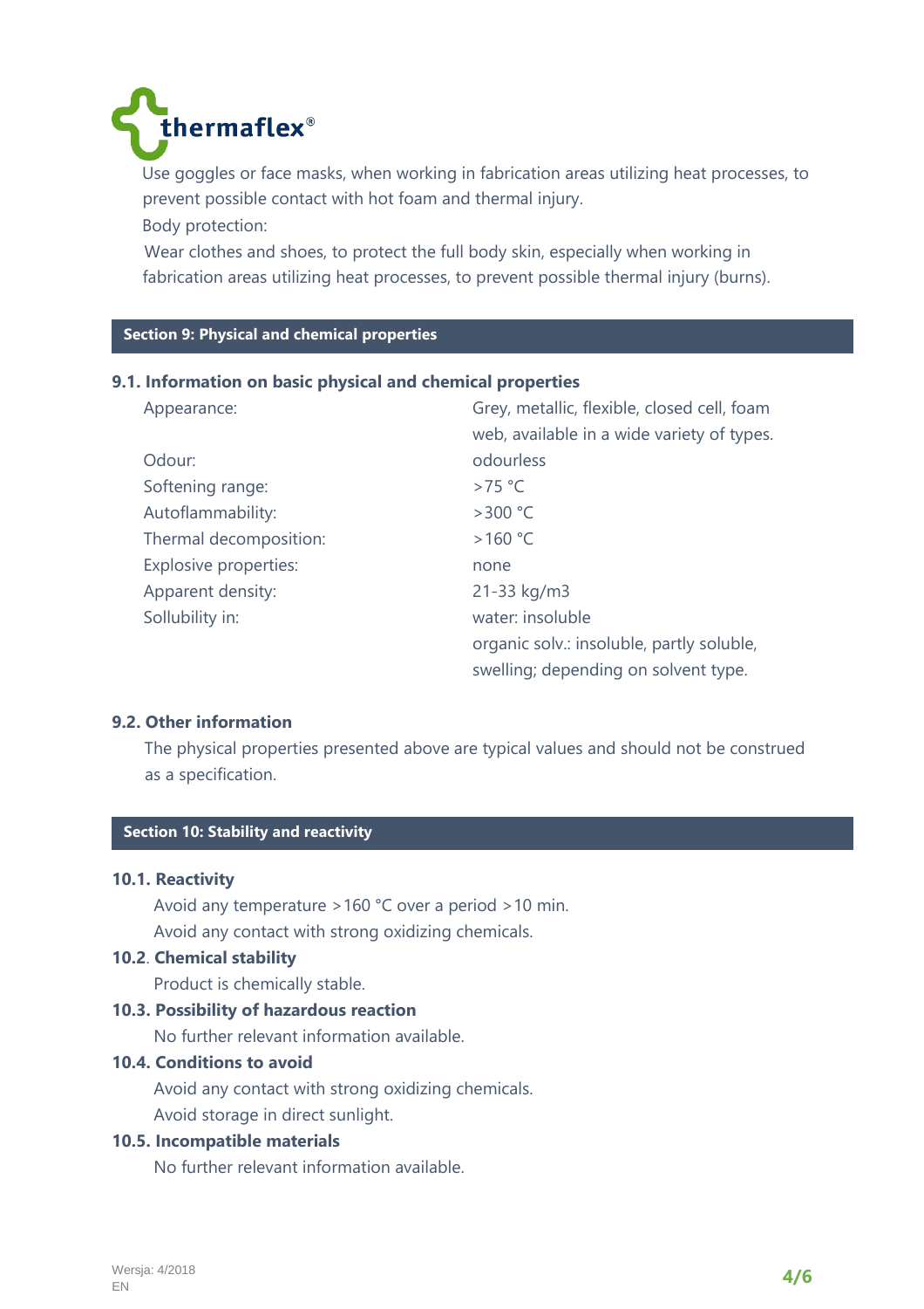Use goggles or face masks, when working in fabrication areas utilizing heat processes, to prevent possible contact with hot foam and thermal injury.

Body protection:

Wear clothes and shoes, to protect the full body skin, especially when working in fabrication areas utilizing heat processes, to prevent possible thermal injury (burns).

## Section 9: Physical and chemical properties

### 9.1. Information on basic physical and chemical properties

| | |
|---|---|
| Appearance: | Grey, metallic, flexible, closed cell, foam web, available in a wide variety of types. |
| Odour: | odourless |
| Softening range: | >75 °C |
| Autoflammability: | >300 °C |
| Thermal decomposition: | >160 °C |
| Explosive properties: | none |
| Apparent density: | 21-33 kg/m3 |
| Sollubility in: | water: insoluble<br>organic solv.: insoluble, partly soluble, swelling; depending on solvent type. |

### 9.2. Other information

The physical properties presented above are typical values and should not be construed as a specification.

## Section 10: Stability and reactivity

### 10.1. Reactivity

Avoid any temperature >160 °C over a period >10 min.

Avoid any contact with strong oxidizing chemicals.

### 10.2. Chemical stability

Product is chemically stable.

### 10.3. Possibility of hazardous reaction

No further relevant information available.

### 10.4. Conditions to avoid

Avoid any contact with strong oxidizing chemicals.

Avoid storage in direct sunlight.

### 10.5. Incompatible materials

No further relevant information available.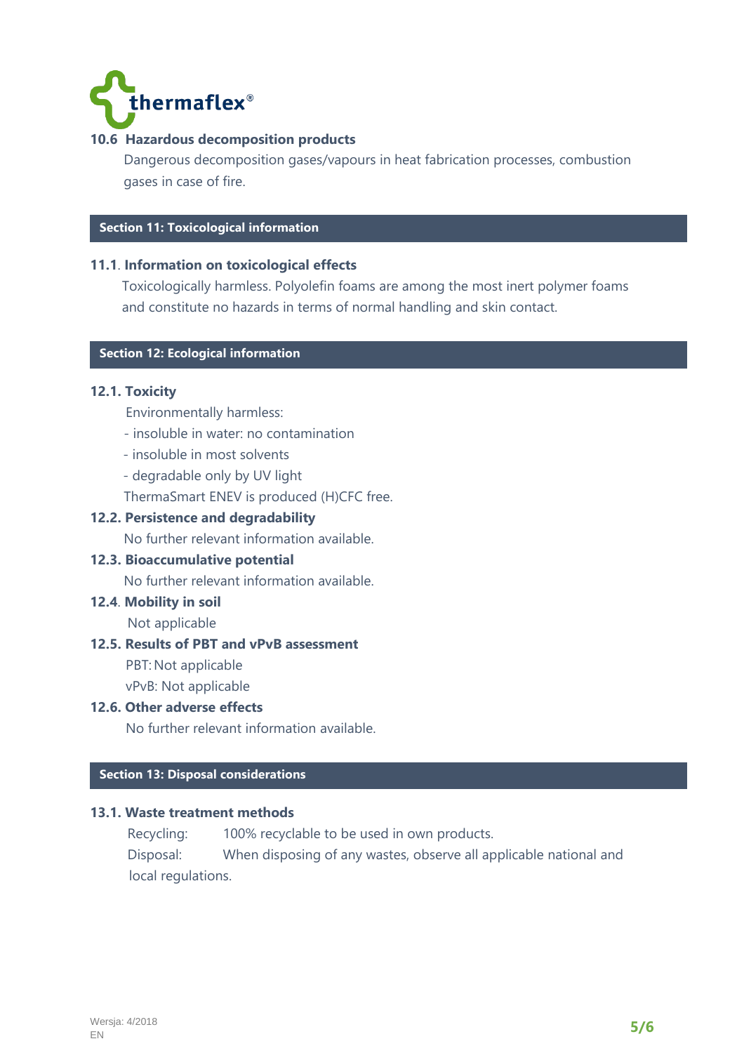### 10.6 Hazardous decomposition products

Dangerous decomposition gases/vapours in heat fabrication processes, combustion gases in case of fire.

## Section 11: Toxicological information

### 11.1. Information on toxicological effects

Toxicologically harmless. Polyolefin foams are among the most inert polymer foams and constitute no hazards in terms of normal handling and skin contact.

## Section 12: Ecological information

### 12.1. Toxicity

Environmentally harmless:

- insoluble in water: no contamination
- insoluble in most solvents
- degradable only by UV light

ThermaSmart ENEV is produced (H)CFC free.

### 12.2. Persistence and degradability

No further relevant information available.

### 12.3. Bioaccumulative potential

No further relevant information available.

### 12.4. Mobility in soil

Not applicable

### 12.5. Results of PBT and vPvB assessment

PBT: Not applicable

vPvB: Not applicable

### 12.6. Other adverse effects

No further relevant information available.

## Section 13: Disposal considerations

### 13.1. Waste treatment methods

Recycling: 100% recyclable to be used in own products.

Disposal: When disposing of any wastes, observe all applicable national and local regulations.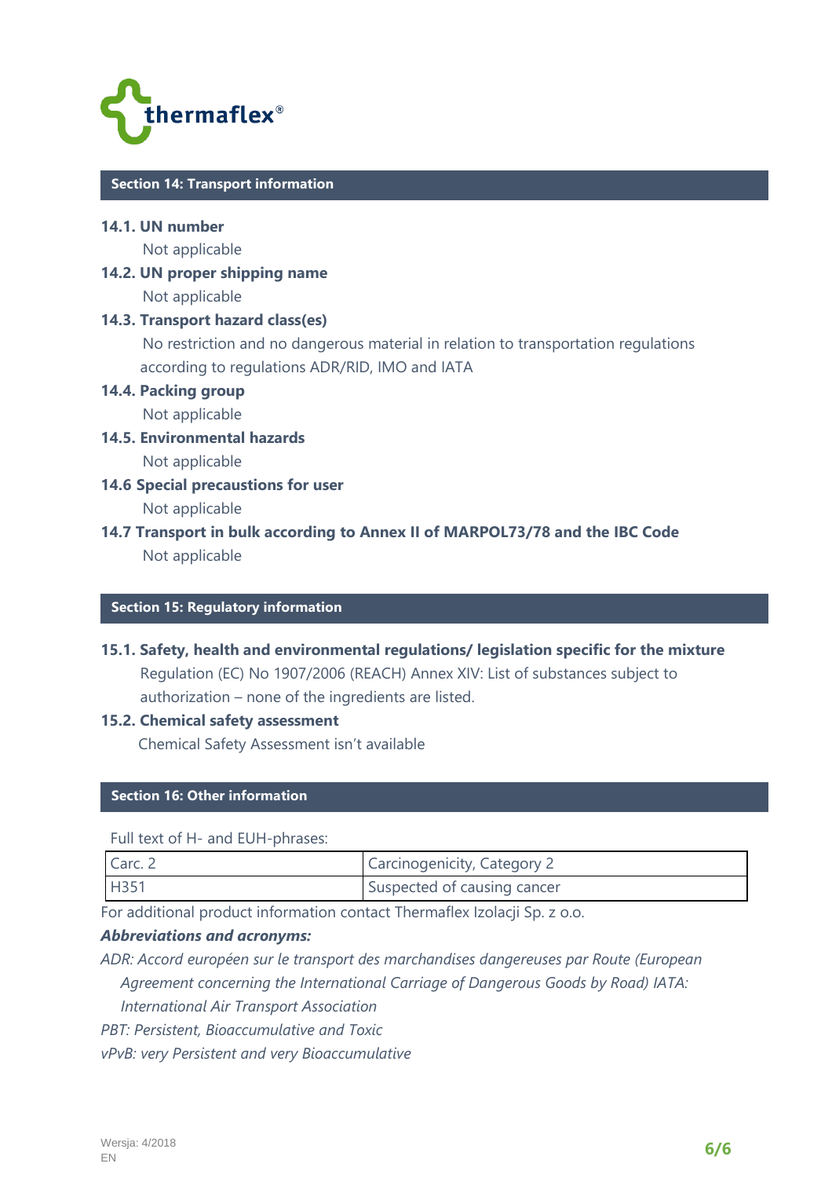## Section 14: Transport information

**14.1. UN number**

Not applicable

**14.2. UN proper shipping name**

Not applicable

**14.3. Transport hazard class(es)**

No restriction and no dangerous material in relation to transportation regulations according to regulations ADR/RID, IMO and IATA

**14.4. Packing group**

Not applicable

**14.5. Environmental hazards**

Not applicable

**14.6 Special precaustions for user**

Not applicable

**14.7 Transport in bulk according to Annex II of MARPOL73/78 and the IBC Code**

Not applicable

## Section 15: Regulatory information

**15.1. Safety, health and environmental regulations/ legislation specific for the mixture**

Regulation (EC) No 1907/2006 (REACH) Annex XIV: List of substances subject to authorization – none of the ingredients are listed.

**15.2. Chemical safety assessment**

Chemical Safety Assessment isn't available

## Section 16: Other information

Full text of H- and EUH-phrases:

| | |
|---|---|
| Carc. 2 | Carcinogenicity, Category 2 |
| H351 | Suspected of causing cancer |

For additional product information contact Thermaflex Izolacji Sp. z o.o.

***Abbreviations and acronyms:***

*ADR: Accord européen sur le transport des marchandises dangereuses par Route (European Agreement concerning the International Carriage of Dangerous Goods by Road) IATA: International Air Transport Association*

*PBT: Persistent, Bioaccumulative and Toxic*

*vPvB: very Persistent and very Bioaccumulative*

Wersja: 4/2018
EN